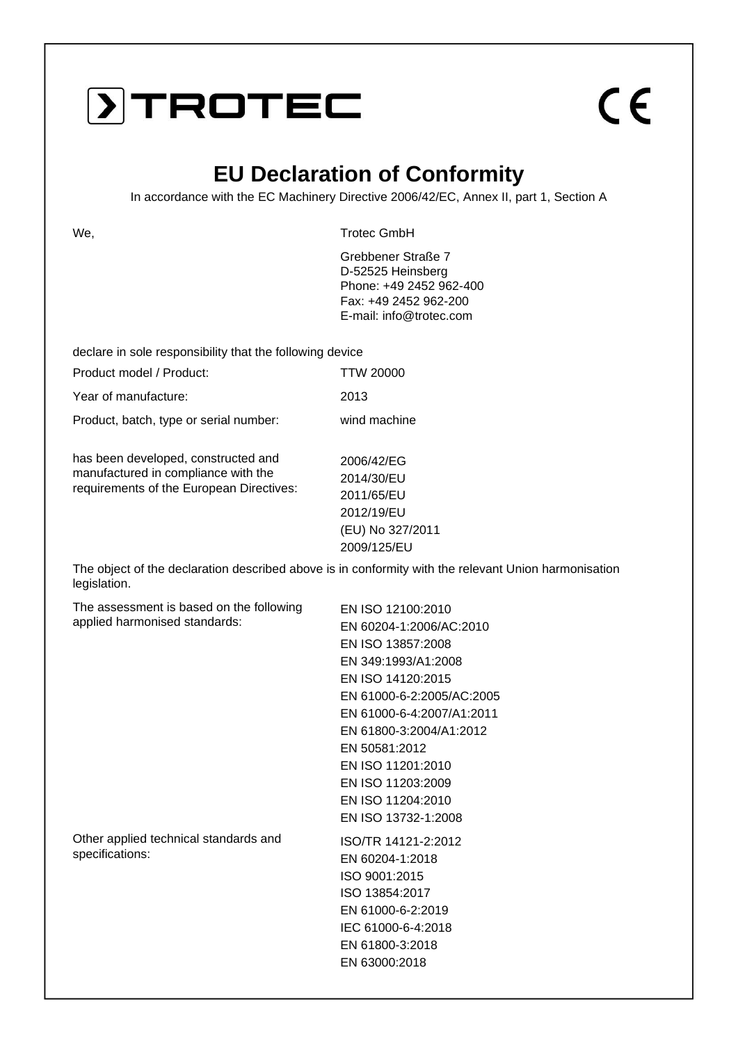TROTEC

CE

# EU Declaration of Conformity

In accordance with the EC Machinery Directive 2006/42/EC, Annex II, part 1, Section A

| | |
|---|---|
| We, | Trotec GmbH<br>Grebbener Straße 7<br>D-52525 Heinsberg<br>Phone: +49 2452 962-400<br>Fax: +49 2452 962-200<br>E-mail: info@trotec.com |

declare in sole responsibility that the following device

| | |
|---|---|
| Product model / Product: | TTW 20000 |
| Year of manufacture: | 2013 |
| Product, batch, type or serial number: | wind machine |
| has been developed, constructed and manufactured in compliance with the requirements of the European Directives: | 2006/42/EG<br>2014/30/EU<br>2011/65/EU<br>2012/19/EU<br>(EU) No 327/2011<br>2009/125/EU |

The object of the declaration described above is in conformity with the relevant Union harmonisation legislation.

| | |
|---|---|
| The assessment is based on the following applied harmonised standards: | EN ISO 12100:2010<br>EN 60204-1:2006/AC:2010<br>EN ISO 13857:2008<br>EN 349:1993/A1:2008<br>EN ISO 14120:2015<br>EN 61000-6-2:2005/AC:2005<br>EN 61000-6-4:2007/A1:2011<br>EN 61800-3:2004/A1:2012<br>EN 50581:2012<br>EN ISO 11201:2010<br>EN ISO 11203:2009<br>EN ISO 11204:2010<br>EN ISO 13732-1:2008 |
| Other applied technical standards and specifications: | ISO/TR 14121-2:2012<br>EN 60204-1:2018<br>ISO 9001:2015<br>ISO 13854:2017<br>EN 61000-6-2:2019<br>IEC 61000-6-4:2018<br>EN 61800-3:2018<br>EN 63000:2018 |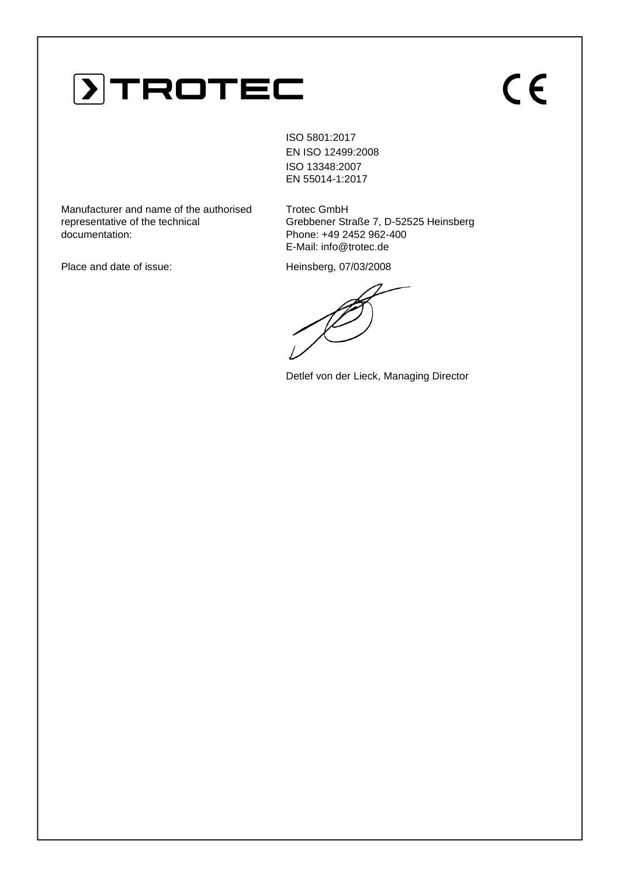TROTEC

CE

ISO 5801:2017
EN ISO 12499:2008
ISO 13348:2007
EN 55014-1:2017

Manufacturer and name of the authorised representative of the technical documentation:

Trotec GmbH
Grebbener Straße 7, D-52525 Heinsberg
Phone: +49 2452 962-400
E-Mail: info@trotec.de

Place and date of issue:

Heinsberg, 07/03/2008

Detlef von der Lieck, Managing Director